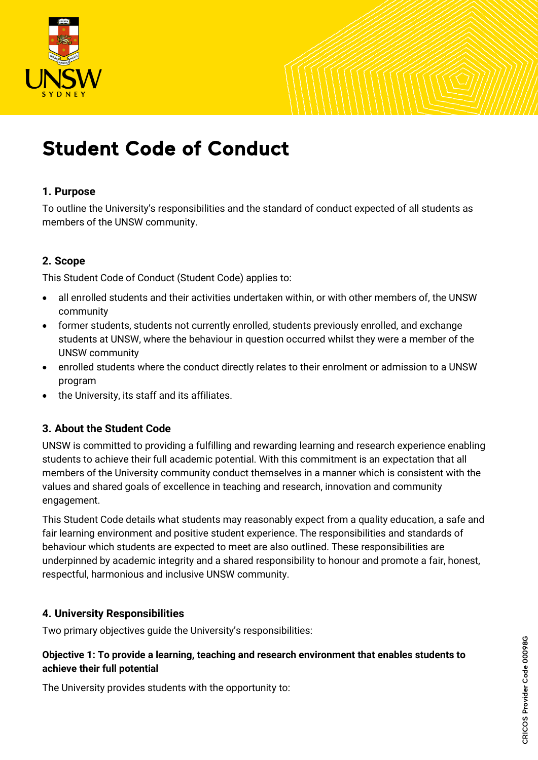# Student Code of Conduct

## 1. Purpose

To outline the University's responsibilities and the standard of conduct expected of all students as members of the UNSW community.

## 2. Scope

This Student Code of Conduct (Student Code) applies to:

- all enrolled students and their activities undertaken within, or with other members of, the UNSW community
- former students, students not currently enrolled, students previously enrolled, and exchange students at UNSW, where the behaviour in question occurred whilst they were a member of the UNSW community
- enrolled students where the conduct directly relates to their enrolment or admission to a UNSW program
- the University, its staff and its affiliates.

## 3. About the Student Code

UNSW is committed to providing a fulfilling and rewarding learning and research experience enabling students to achieve their full academic potential. With this commitment is an expectation that all members of the University community conduct themselves in a manner which is consistent with the values and shared goals of excellence in teaching and research, innovation and community engagement.

This Student Code details what students may reasonably expect from a quality education, a safe and fair learning environment and positive student experience. The responsibilities and standards of behaviour which students are expected to meet are also outlined. These responsibilities are underpinned by academic integrity and a shared responsibility to honour and promote a fair, honest, respectful, harmonious and inclusive UNSW community.

## 4. University Responsibilities

Two primary objectives guide the University's responsibilities:

**Objective 1: To provide a learning, teaching and research environment that enables students to achieve their full potential**

The University provides students with the opportunity to: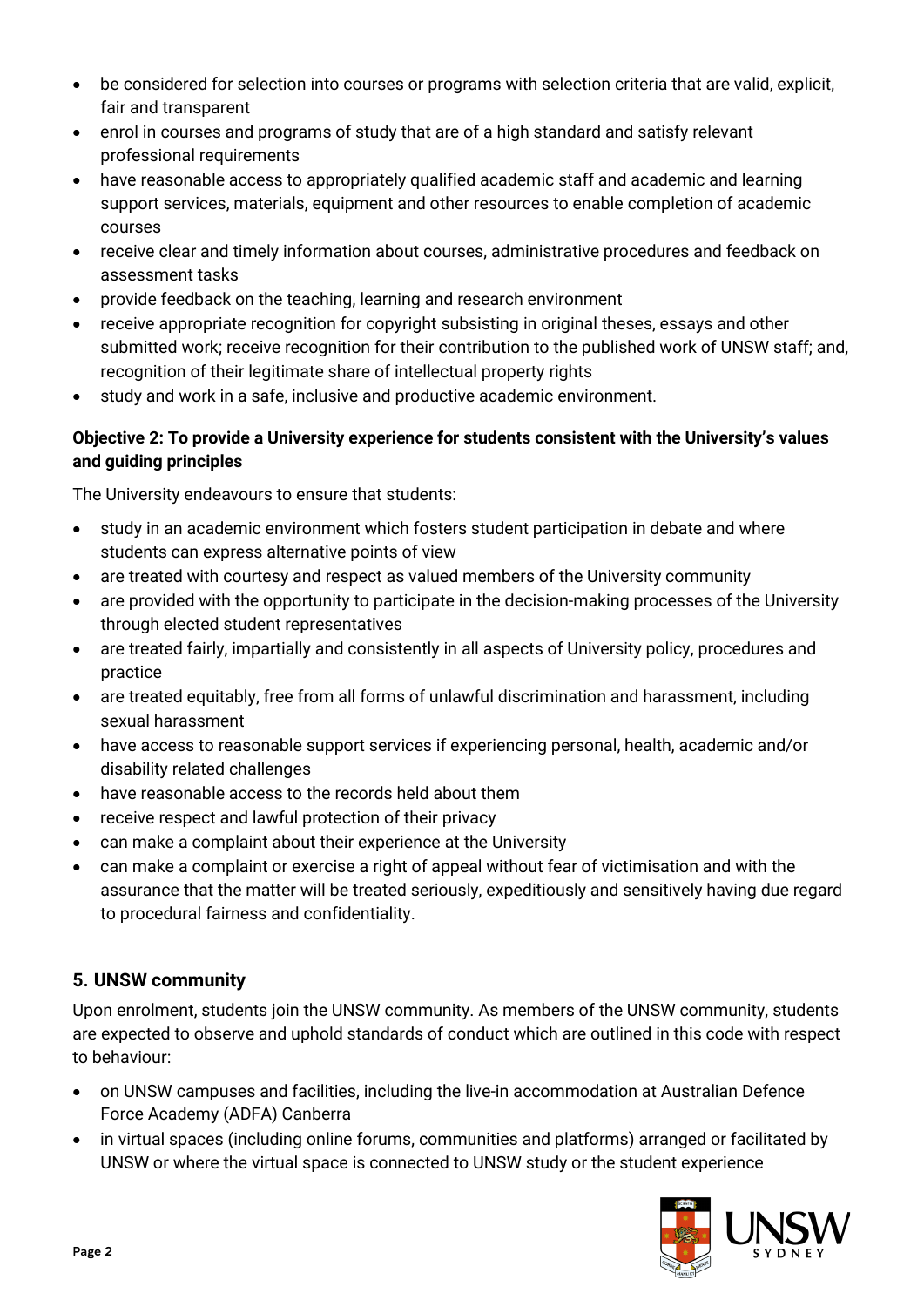- be considered for selection into courses or programs with selection criteria that are valid, explicit, fair and transparent
- enrol in courses and programs of study that are of a high standard and satisfy relevant professional requirements
- have reasonable access to appropriately qualified academic staff and academic and learning support services, materials, equipment and other resources to enable completion of academic courses
- receive clear and timely information about courses, administrative procedures and feedback on assessment tasks
- provide feedback on the teaching, learning and research environment
- receive appropriate recognition for copyright subsisting in original theses, essays and other submitted work; receive recognition for their contribution to the published work of UNSW staff; and, recognition of their legitimate share of intellectual property rights
- study and work in a safe, inclusive and productive academic environment.

**Objective 2: To provide a University experience for students consistent with the University's values and guiding principles**

The University endeavours to ensure that students:

- study in an academic environment which fosters student participation in debate and where students can express alternative points of view
- are treated with courtesy and respect as valued members of the University community
- are provided with the opportunity to participate in the decision-making processes of the University through elected student representatives
- are treated fairly, impartially and consistently in all aspects of University policy, procedures and practice
- are treated equitably, free from all forms of unlawful discrimination and harassment, including sexual harassment
- have access to reasonable support services if experiencing personal, health, academic and/or disability related challenges
- have reasonable access to the records held about them
- receive respect and lawful protection of their privacy
- can make a complaint about their experience at the University
- can make a complaint or exercise a right of appeal without fear of victimisation and with the assurance that the matter will be treated seriously, expeditiously and sensitively having due regard to procedural fairness and confidentiality.

## 5. UNSW community

Upon enrolment, students join the UNSW community. As members of the UNSW community, students are expected to observe and uphold standards of conduct which are outlined in this code with respect to behaviour:

- on UNSW campuses and facilities, including the live-in accommodation at Australian Defence Force Academy (ADFA) Canberra
- in virtual spaces (including online forums, communities and platforms) arranged or facilitated by UNSW or where the virtual space is connected to UNSW study or the student experience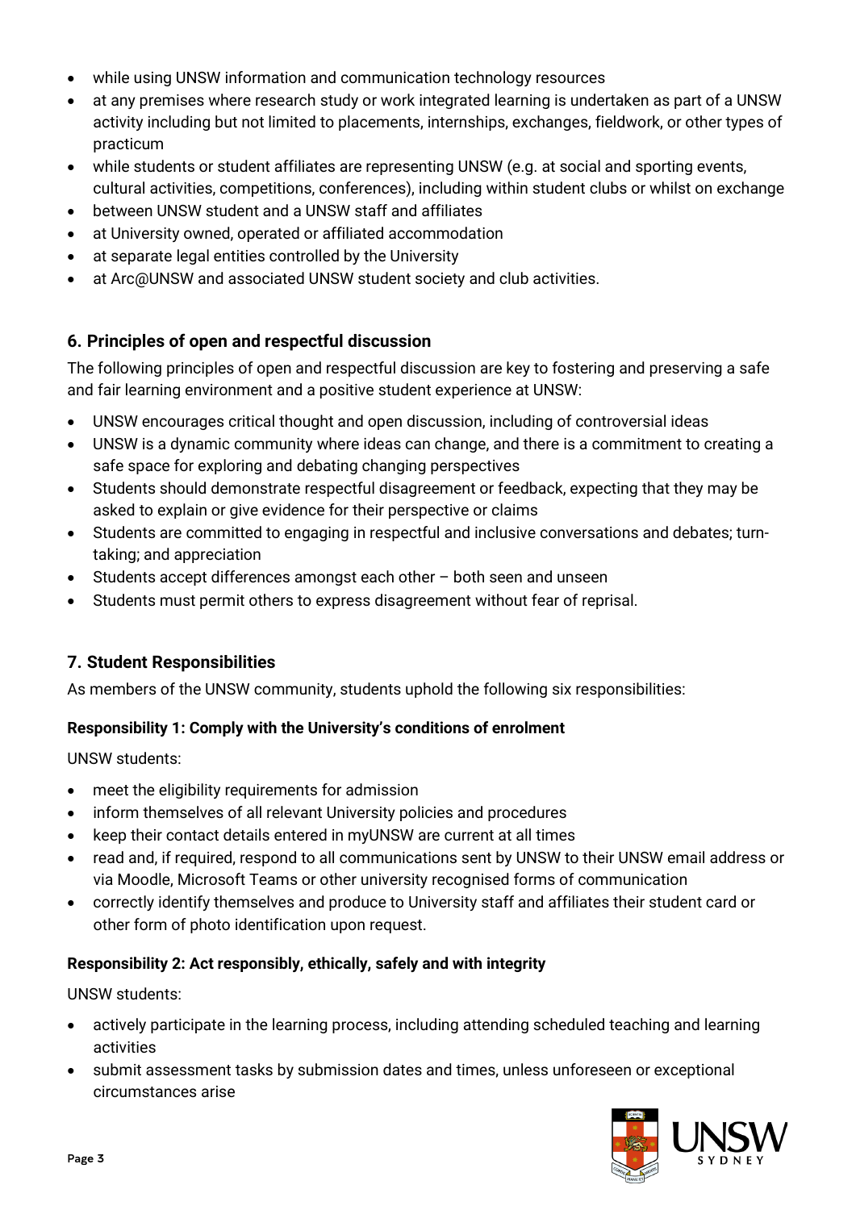- while using UNSW information and communication technology resources
- at any premises where research study or work integrated learning is undertaken as part of a UNSW activity including but not limited to placements, internships, exchanges, fieldwork, or other types of practicum
- while students or student affiliates are representing UNSW (e.g. at social and sporting events, cultural activities, competitions, conferences), including within student clubs or whilst on exchange
- between UNSW student and a UNSW staff and affiliates
- at University owned, operated or affiliated accommodation
- at separate legal entities controlled by the University
- at Arc@UNSW and associated UNSW student society and club activities.

## 6. Principles of open and respectful discussion

The following principles of open and respectful discussion are key to fostering and preserving a safe and fair learning environment and a positive student experience at UNSW:

- UNSW encourages critical thought and open discussion, including of controversial ideas
- UNSW is a dynamic community where ideas can change, and there is a commitment to creating a safe space for exploring and debating changing perspectives
- Students should demonstrate respectful disagreement or feedback, expecting that they may be asked to explain or give evidence for their perspective or claims
- Students are committed to engaging in respectful and inclusive conversations and debates; turn-taking; and appreciation
- Students accept differences amongst each other – both seen and unseen
- Students must permit others to express disagreement without fear of reprisal.

## 7. Student Responsibilities

As members of the UNSW community, students uphold the following six responsibilities:

### Responsibility 1: Comply with the University's conditions of enrolment

UNSW students:

- meet the eligibility requirements for admission
- inform themselves of all relevant University policies and procedures
- keep their contact details entered in myUNSW are current at all times
- read and, if required, respond to all communications sent by UNSW to their UNSW email address or via Moodle, Microsoft Teams or other university recognised forms of communication
- correctly identify themselves and produce to University staff and affiliates their student card or other form of photo identification upon request.

### Responsibility 2: Act responsibly, ethically, safely and with integrity

UNSW students:

- actively participate in the learning process, including attending scheduled teaching and learning activities
- submit assessment tasks by submission dates and times, unless unforeseen or exceptional circumstances arise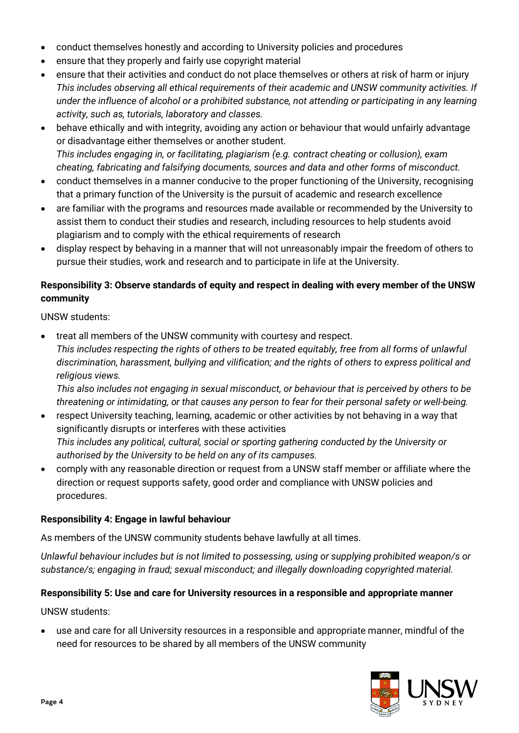- conduct themselves honestly and according to University policies and procedures
- ensure that they properly and fairly use copyright material
- ensure that their activities and conduct do not place themselves or others at risk of harm or injury
  *This includes observing all ethical requirements of their academic and UNSW community activities. If under the influence of alcohol or a prohibited substance, not attending or participating in any learning activity, such as, tutorials, laboratory and classes.*
- behave ethically and with integrity, avoiding any action or behaviour that would unfairly advantage or disadvantage either themselves or another student.
  *This includes engaging in, or facilitating, plagiarism (e.g. contract cheating or collusion), exam cheating, fabricating and falsifying documents, sources and data and other forms of misconduct.*
- conduct themselves in a manner conducive to the proper functioning of the University, recognising that a primary function of the University is the pursuit of academic and research excellence
- are familiar with the programs and resources made available or recommended by the University to assist them to conduct their studies and research, including resources to help students avoid plagiarism and to comply with the ethical requirements of research
- display respect by behaving in a manner that will not unreasonably impair the freedom of others to pursue their studies, work and research and to participate in life at the University.

**Responsibility 3: Observe standards of equity and respect in dealing with every member of the UNSW community**

UNSW students:

- treat all members of the UNSW community with courtesy and respect.
  *This includes respecting the rights of others to be treated equitably, free from all forms of unlawful discrimination, harassment, bullying and vilification; and the rights of others to express political and religious views.*
  *This also includes not engaging in sexual misconduct, or behaviour that is perceived by others to be threatening or intimidating, or that causes any person to fear for their personal safety or well-being.*
- respect University teaching, learning, academic or other activities by not behaving in a way that significantly disrupts or interferes with these activities
  *This includes any political, cultural, social or sporting gathering conducted by the University or authorised by the University to be held on any of its campuses.*
- comply with any reasonable direction or request from a UNSW staff member or affiliate where the direction or request supports safety, good order and compliance with UNSW policies and procedures.

**Responsibility 4: Engage in lawful behaviour**

As members of the UNSW community students behave lawfully at all times.

*Unlawful behaviour includes but is not limited to possessing, using or supplying prohibited weapon/s or substance/s; engaging in fraud; sexual misconduct; and illegally downloading copyrighted material.*

**Responsibility 5: Use and care for University resources in a responsible and appropriate manner**

UNSW students:

- use and care for all University resources in a responsible and appropriate manner, mindful of the need for resources to be shared by all members of the UNSW community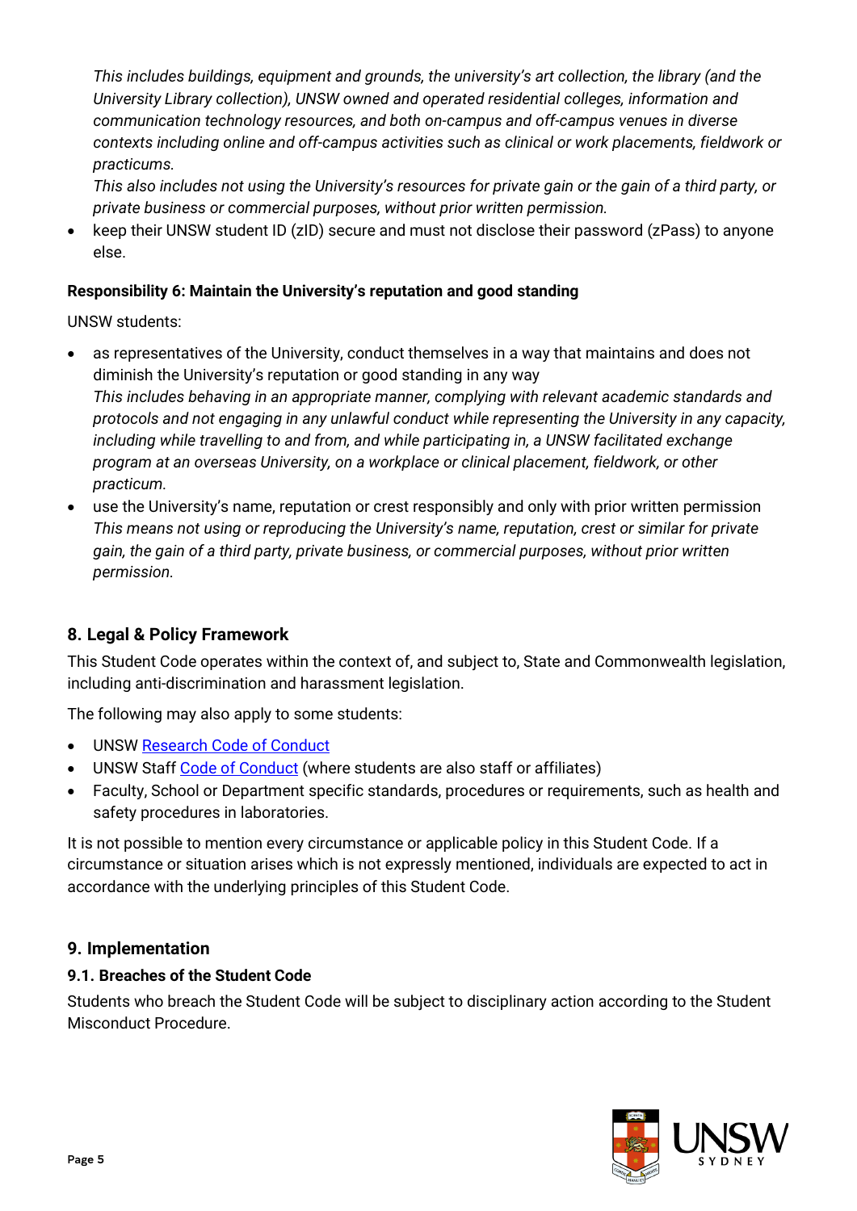*This includes buildings, equipment and grounds, the university's art collection, the library (and the University Library collection), UNSW owned and operated residential colleges, information and communication technology resources, and both on-campus and off-campus venues in diverse contexts including online and off-campus activities such as clinical or work placements, fieldwork or practicums.*

*This also includes not using the University's resources for private gain or the gain of a third party, or private business or commercial purposes, without prior written permission.*

- keep their UNSW student ID (zID) secure and must not disclose their password (zPass) to anyone else.

**Responsibility 6: Maintain the University's reputation and good standing**

UNSW students:

- as representatives of the University, conduct themselves in a way that maintains and does not diminish the University's reputation or good standing in any way
  *This includes behaving in an appropriate manner, complying with relevant academic standards and protocols and not engaging in any unlawful conduct while representing the University in any capacity, including while travelling to and from, and while participating in, a UNSW facilitated exchange program at an overseas University, on a workplace or clinical placement, fieldwork, or other practicum.*
- use the University's name, reputation or crest responsibly and only with prior written permission
  *This means not using or reproducing the University's name, reputation, crest or similar for private gain, the gain of a third party, private business, or commercial purposes, without prior written permission.*

## 8. Legal & Policy Framework

This Student Code operates within the context of, and subject to, State and Commonwealth legislation, including anti-discrimination and harassment legislation.

The following may also apply to some students:

- UNSW Research Code of Conduct
- UNSW Staff Code of Conduct (where students are also staff or affiliates)
- Faculty, School or Department specific standards, procedures or requirements, such as health and safety procedures in laboratories.

It is not possible to mention every circumstance or applicable policy in this Student Code. If a circumstance or situation arises which is not expressly mentioned, individuals are expected to act in accordance with the underlying principles of this Student Code.

## 9. Implementation

### 9.1. Breaches of the Student Code

Students who breach the Student Code will be subject to disciplinary action according to the Student Misconduct Procedure.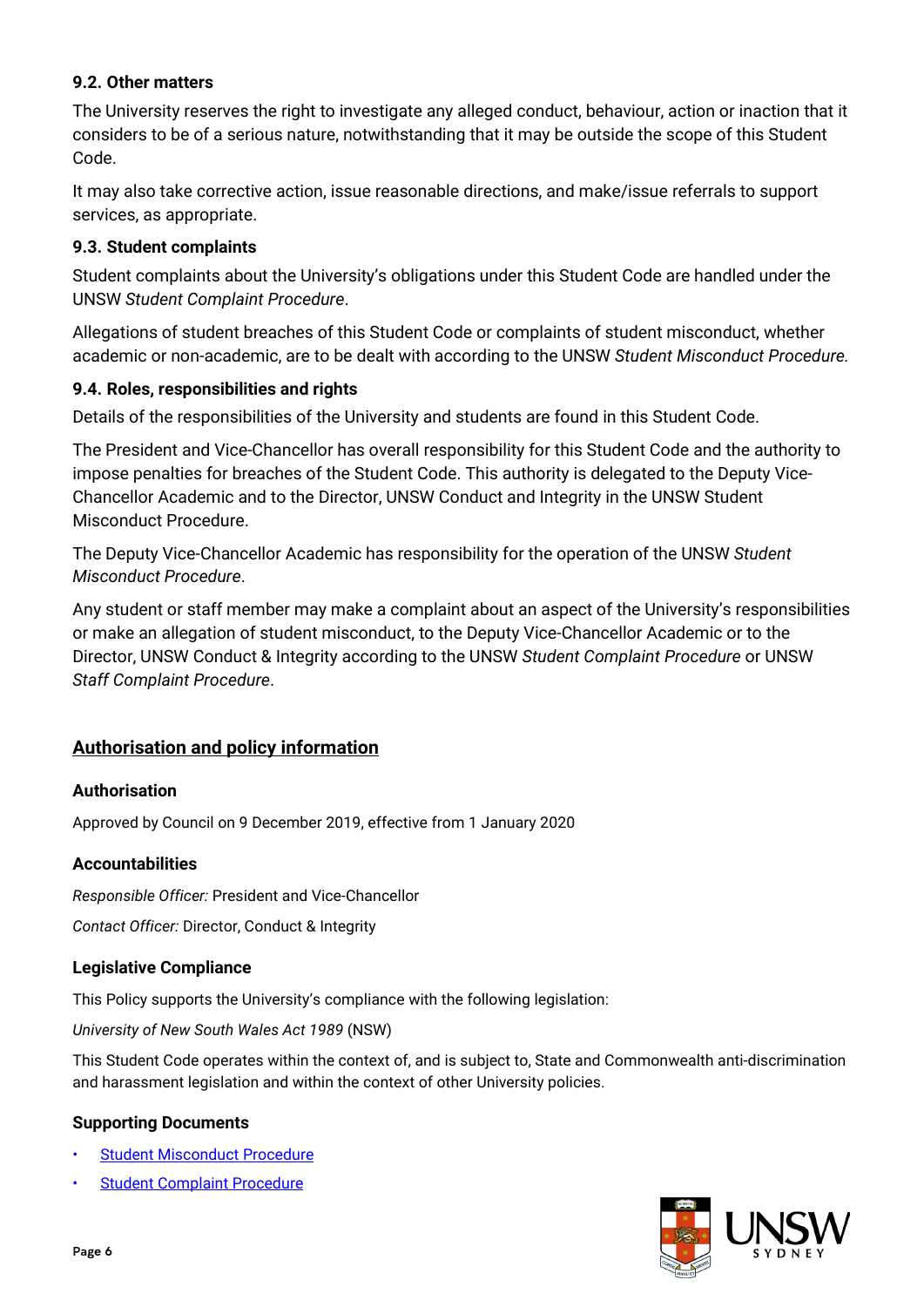### 9.2. Other matters

The University reserves the right to investigate any alleged conduct, behaviour, action or inaction that it considers to be of a serious nature, notwithstanding that it may be outside the scope of this Student Code.

It may also take corrective action, issue reasonable directions, and make/issue referrals to support services, as appropriate.

### 9.3. Student complaints

Student complaints about the University's obligations under this Student Code are handled under the UNSW *Student Complaint Procedure*.

Allegations of student breaches of this Student Code or complaints of student misconduct, whether academic or non-academic, are to be dealt with according to the UNSW *Student Misconduct Procedure.*

### 9.4. Roles, responsibilities and rights

Details of the responsibilities of the University and students are found in this Student Code.

The President and Vice-Chancellor has overall responsibility for this Student Code and the authority to impose penalties for breaches of the Student Code. This authority is delegated to the Deputy Vice-Chancellor Academic and to the Director, UNSW Conduct and Integrity in the UNSW Student Misconduct Procedure.

The Deputy Vice-Chancellor Academic has responsibility for the operation of the UNSW *Student Misconduct Procedure*.

Any student or staff member may make a complaint about an aspect of the University's responsibilities or make an allegation of student misconduct, to the Deputy Vice-Chancellor Academic or to the Director, UNSW Conduct & Integrity according to the UNSW *Student Complaint Procedure* or UNSW *Staff Complaint Procedure*.

## Authorisation and policy information

### Authorisation

Approved by Council on 9 December 2019, effective from 1 January 2020

### Accountabilities

*Responsible Officer:* President and Vice-Chancellor

*Contact Officer:* Director, Conduct & Integrity

### Legislative Compliance

This Policy supports the University's compliance with the following legislation:

*University of New South Wales Act 1989* (NSW)

This Student Code operates within the context of, and is subject to, State and Commonwealth anti-discrimination and harassment legislation and within the context of other University policies.

### Supporting Documents

- Student Misconduct Procedure
- Student Complaint Procedure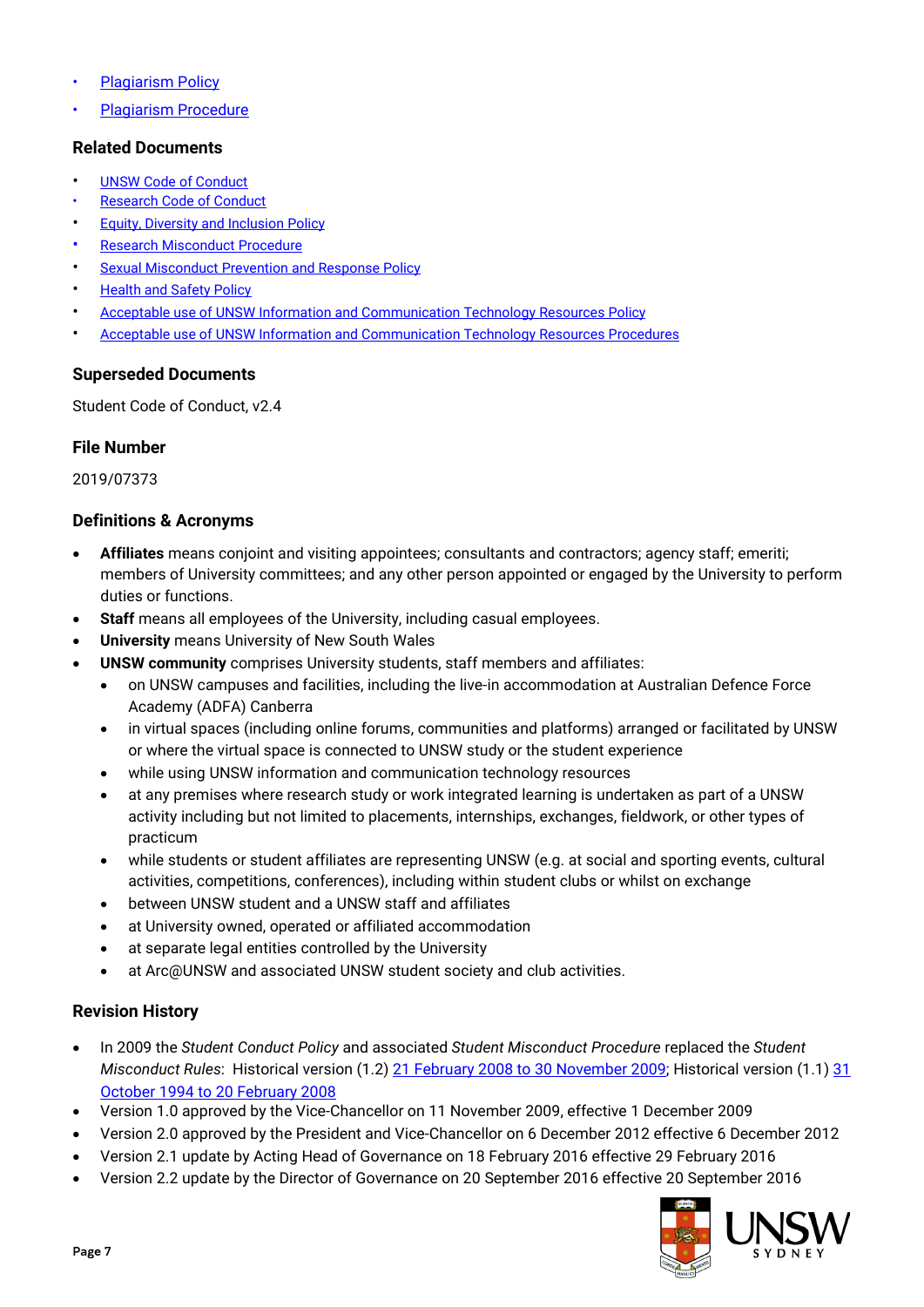- Plagiarism Policy
- Plagiarism Procedure

### Related Documents

- UNSW Code of Conduct
- Research Code of Conduct
- Equity, Diversity and Inclusion Policy
- Research Misconduct Procedure
- Sexual Misconduct Prevention and Response Policy
- Health and Safety Policy
- Acceptable use of UNSW Information and Communication Technology Resources Policy
- Acceptable use of UNSW Information and Communication Technology Resources Procedures

### Superseded Documents

Student Code of Conduct, v2.4

### File Number

2019/07373

### Definitions & Acronyms

- **Affiliates** means conjoint and visiting appointees; consultants and contractors; agency staff; emeriti; members of University committees; and any other person appointed or engaged by the University to perform duties or functions.
- **Staff** means all employees of the University, including casual employees.
- **University** means University of New South Wales
- **UNSW community** comprises University students, staff members and affiliates:
  - on UNSW campuses and facilities, including the live-in accommodation at Australian Defence Force Academy (ADFA) Canberra
  - in virtual spaces (including online forums, communities and platforms) arranged or facilitated by UNSW or where the virtual space is connected to UNSW study or the student experience
  - while using UNSW information and communication technology resources
  - at any premises where research study or work integrated learning is undertaken as part of a UNSW activity including but not limited to placements, internships, exchanges, fieldwork, or other types of practicum
  - while students or student affiliates are representing UNSW (e.g. at social and sporting events, cultural activities, competitions, conferences), including within student clubs or whilst on exchange
  - between UNSW student and a UNSW staff and affiliates
  - at University owned, operated or affiliated accommodation
  - at separate legal entities controlled by the University
  - at Arc@UNSW and associated UNSW student society and club activities.

### Revision History

- In 2009 the *Student Conduct Policy* and associated *Student Misconduct Procedure* replaced the *Student Misconduct Rules*: Historical version (1.2) 21 February 2008 to 30 November 2009; Historical version (1.1) 31 October 1994 to 20 February 2008
- Version 1.0 approved by the Vice-Chancellor on 11 November 2009, effective 1 December 2009
- Version 2.0 approved by the President and Vice-Chancellor on 6 December 2012 effective 6 December 2012
- Version 2.1 update by Acting Head of Governance on 18 February 2016 effective 29 February 2016
- Version 2.2 update by the Director of Governance on 20 September 2016 effective 20 September 2016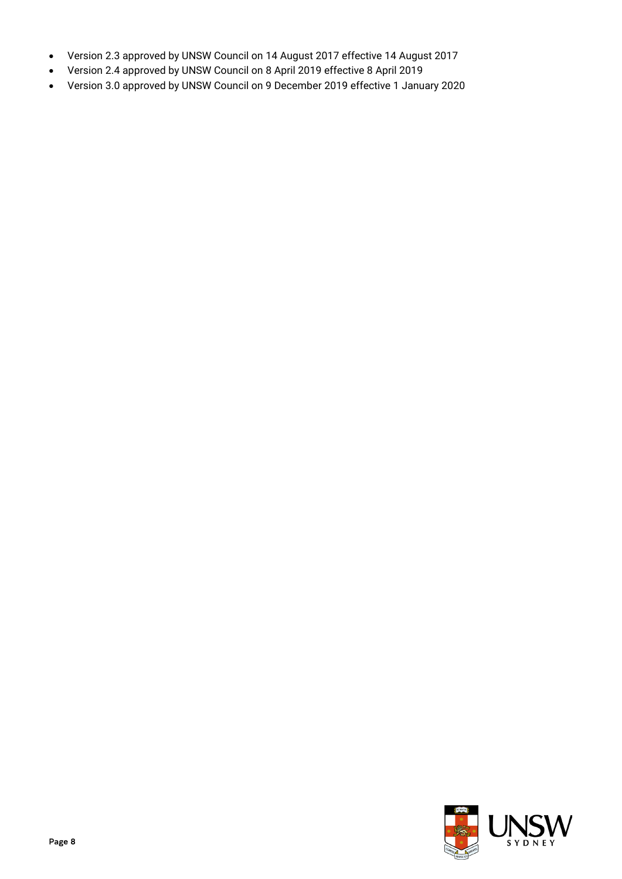- Version 2.3 approved by UNSW Council on 14 August 2017 effective 14 August 2017
- Version 2.4 approved by UNSW Council on 8 April 2019 effective 8 April 2019
- Version 3.0 approved by UNSW Council on 9 December 2019 effective 1 January 2020